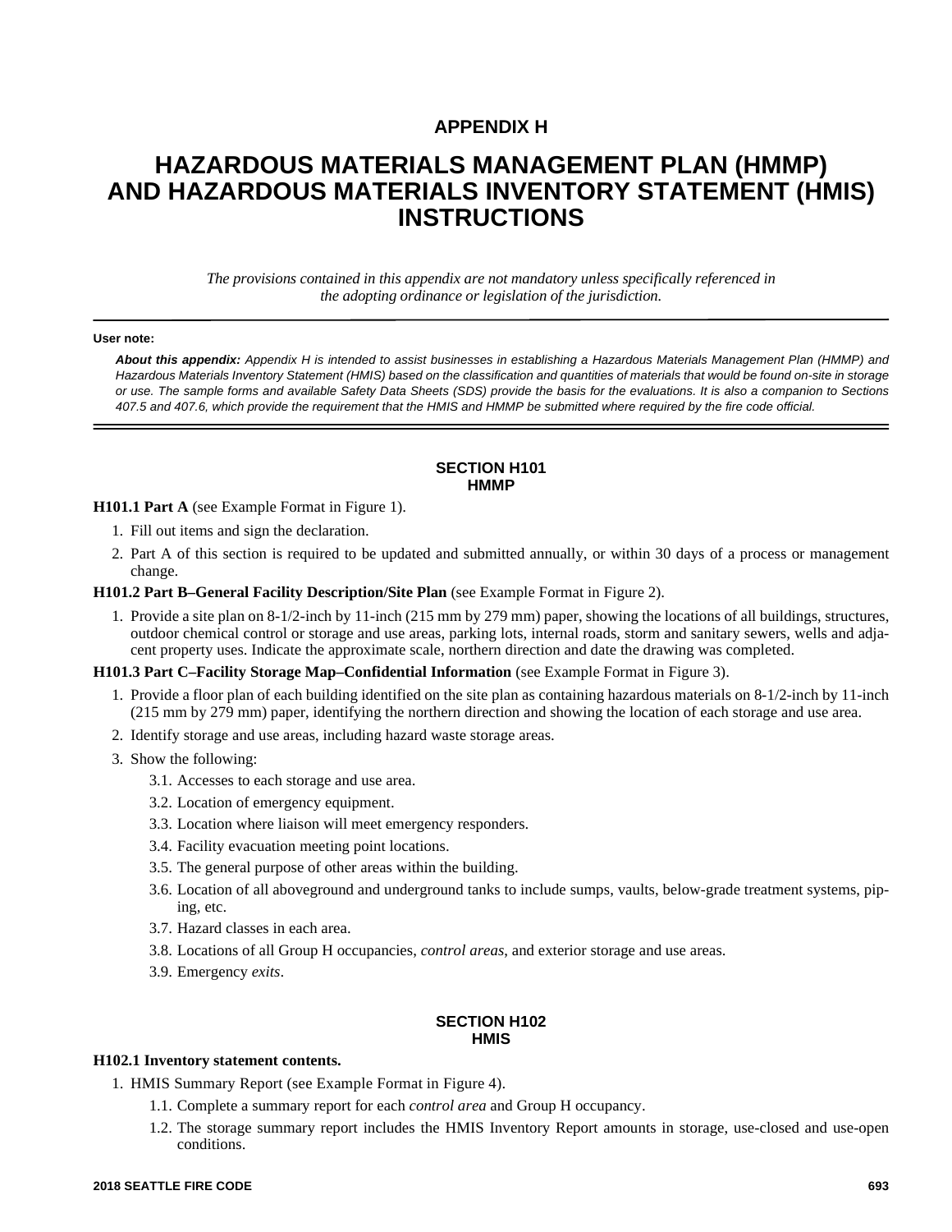# APPENDIX H

# HAZARDOUS MATERIALS MANAGEMENT PLAN (HMMP) AND HAZARDOUS MATERIALS INVENTORY STATEMENT (HMIS) INSTRUCTIONS

*The provisions contained in this appendix are not mandatory unless specifically referenced in the adopting ordinance or legislation of the jurisdiction.*

---

**User note:**

***About this appendix:*** *Appendix H is intended to assist businesses in establishing a Hazardous Materials Management Plan (HMMP) and Hazardous Materials Inventory Statement (HMIS) based on the classification and quantities of materials that would be found on-site in storage or use. The sample forms and available Safety Data Sheets (SDS) provide the basis for the evaluations. It is also a companion to Sections 407.5 and 407.6, which provide the requirement that the HMIS and HMMP be submitted where required by the fire code official.*

---

## SECTION H101
## HMMP

**H101.1 Part A** (see Example Format in Figure 1).

1. Fill out items and sign the declaration.
2. Part A of this section is required to be updated and submitted annually, or within 30 days of a process or management change.

**H101.2 Part B–General Facility Description/Site Plan** (see Example Format in Figure 2).

1. Provide a site plan on 8-1/2-inch by 11-inch (215 mm by 279 mm) paper, showing the locations of all buildings, structures, outdoor chemical control or storage and use areas, parking lots, internal roads, storm and sanitary sewers, wells and adjacent property uses. Indicate the approximate scale, northern direction and date the drawing was completed.

**H101.3 Part C–Facility Storage Map–Confidential Information** (see Example Format in Figure 3).

1. Provide a floor plan of each building identified on the site plan as containing hazardous materials on 8-1/2-inch by 11-inch (215 mm by 279 mm) paper, identifying the northern direction and showing the location of each storage and use area.
2. Identify storage and use areas, including hazard waste storage areas.
3. Show the following:
   - 3.1. Accesses to each storage and use area.
   - 3.2. Location of emergency equipment.
   - 3.3. Location where liaison will meet emergency responders.
   - 3.4. Facility evacuation meeting point locations.
   - 3.5. The general purpose of other areas within the building.
   - 3.6. Location of all aboveground and underground tanks to include sumps, vaults, below-grade treatment systems, piping, etc.
   - 3.7. Hazard classes in each area.
   - 3.8. Locations of all Group H occupancies, *control areas*, and exterior storage and use areas.
   - 3.9. Emergency *exits*.

## SECTION H102
## HMIS

**H102.1 Inventory statement contents.**

1. HMIS Summary Report (see Example Format in Figure 4).
   - 1.1. Complete a summary report for each *control area* and Group H occupancy.
   - 1.2. The storage summary report includes the HMIS Inventory Report amounts in storage, use-closed and use-open conditions.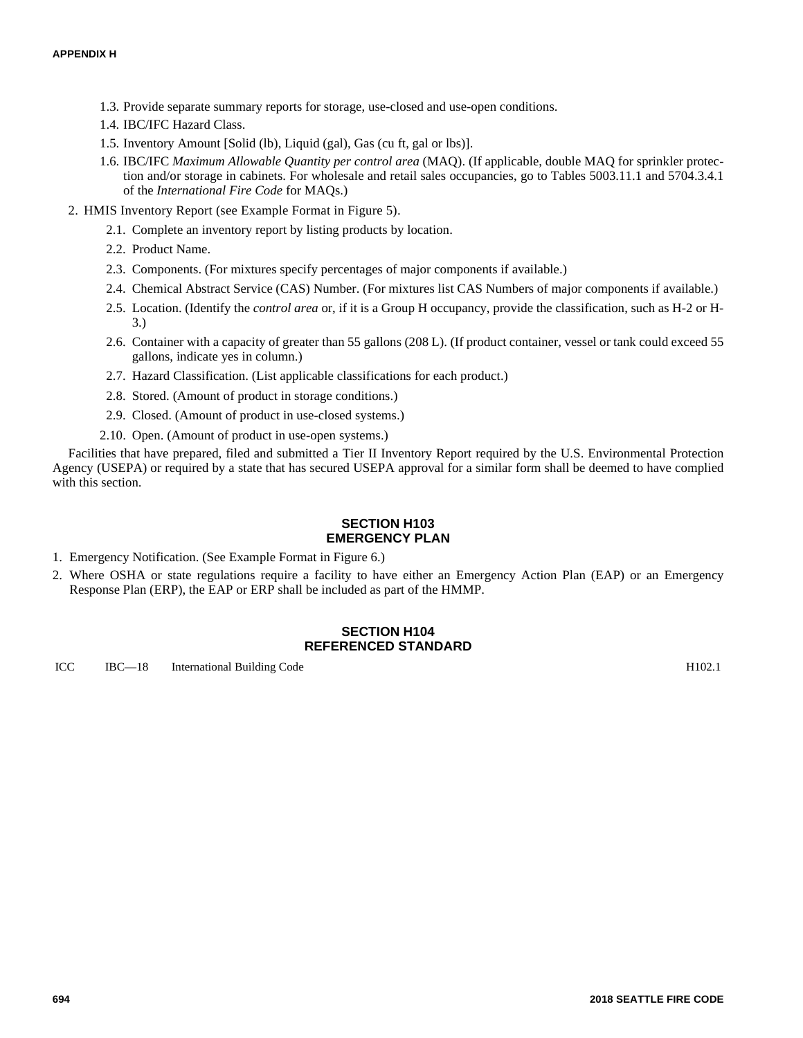1.3. Provide separate summary reports for storage, use-closed and use-open conditions.

1.4. IBC/IFC Hazard Class.

1.5. Inventory Amount [Solid (lb), Liquid (gal), Gas (cu ft, gal or lbs)].

1.6. IBC/IFC *Maximum Allowable Quantity per control area* (MAQ). (If applicable, double MAQ for sprinkler protection and/or storage in cabinets. For wholesale and retail sales occupancies, go to Tables 5003.11.1 and 5704.3.4.1 of the *International Fire Code* for MAQs.)

2. HMIS Inventory Report (see Example Format in Figure 5).

   2.1. Complete an inventory report by listing products by location.

   2.2. Product Name.

   2.3. Components. (For mixtures specify percentages of major components if available.)

   2.4. Chemical Abstract Service (CAS) Number. (For mixtures list CAS Numbers of major components if available.)

   2.5. Location. (Identify the *control area* or, if it is a Group H occupancy, provide the classification, such as H-2 or H-3.)

   2.6. Container with a capacity of greater than 55 gallons (208 L). (If product container, vessel or tank could exceed 55 gallons, indicate yes in column.)

   2.7. Hazard Classification. (List applicable classifications for each product.)

   2.8. Stored. (Amount of product in storage conditions.)

   2.9. Closed. (Amount of product in use-closed systems.)

   2.10. Open. (Amount of product in use-open systems.)

Facilities that have prepared, filed and submitted a Tier II Inventory Report required by the U.S. Environmental Protection Agency (USEPA) or required by a state that has secured USEPA approval for a similar form shall be deemed to have complied with this section.

## SECTION H103
## EMERGENCY PLAN

1. Emergency Notification. (See Example Format in Figure 6.)
2. Where OSHA or state regulations require a facility to have either an Emergency Action Plan (EAP) or an Emergency Response Plan (ERP), the EAP or ERP shall be included as part of the HMMP.

## SECTION H104
## REFERENCED STANDARD

| | | | |
|---|---|---|---|
| ICC | IBC—18 | International Building Code | H102.1 |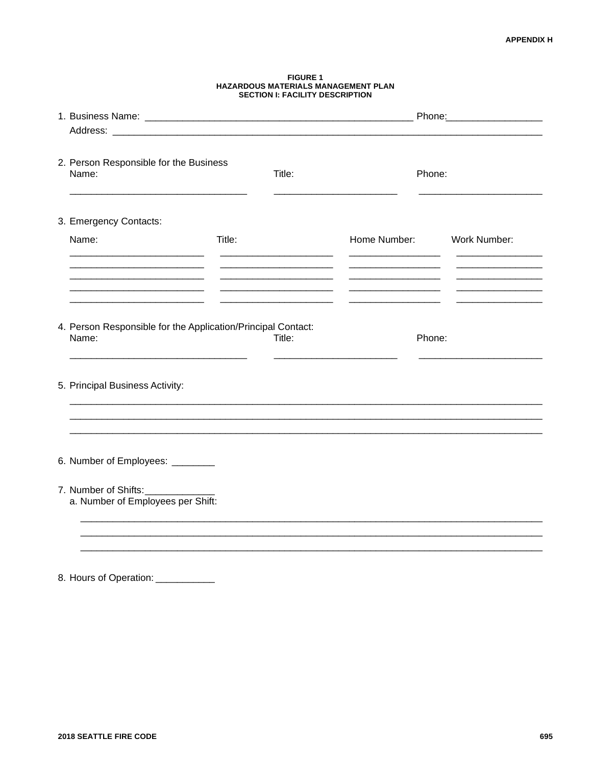**FIGURE 1**
**HAZARDOUS MATERIALS MANAGEMENT PLAN**
**SECTION I: FACILITY DESCRIPTION**

1. Business Name: ______________________________________________ Phone:_________________
   Address: _____________________________________________________________________________

2. Person Responsible for the Business

| Name: | Title: | Phone: |
|---|---|---|
| _______________________________ | _____________________ | _____________________ |

3. Emergency Contacts:

| Name: | Title: | Home Number: | Work Number: |
|---|---|---|---|
| ________________________ | ____________________ | ________________ | _______________ |
| ________________________ | ____________________ | ________________ | _______________ |
| ________________________ | ____________________ | ________________ | _______________ |
| ________________________ | ____________________ | ________________ | _______________ |
| ________________________ | ____________________ | ________________ | _______________ |

4. Person Responsible for the Application/Principal Contact:

| Name: | Title: | Phone: |
|---|---|---|
| _______________________________ | _____________________ | _____________________ |

5. Principal Business Activity:

_____________________________________________________________________________________
_____________________________________________________________________________________
_____________________________________________________________________________________

6. Number of Employees: ________

7. Number of Shifts:_____________
   a. Number of Employees per Shift:

   ___________________________________________________________________________________
   ___________________________________________________________________________________
   ___________________________________________________________________________________

8. Hours of Operation: ___________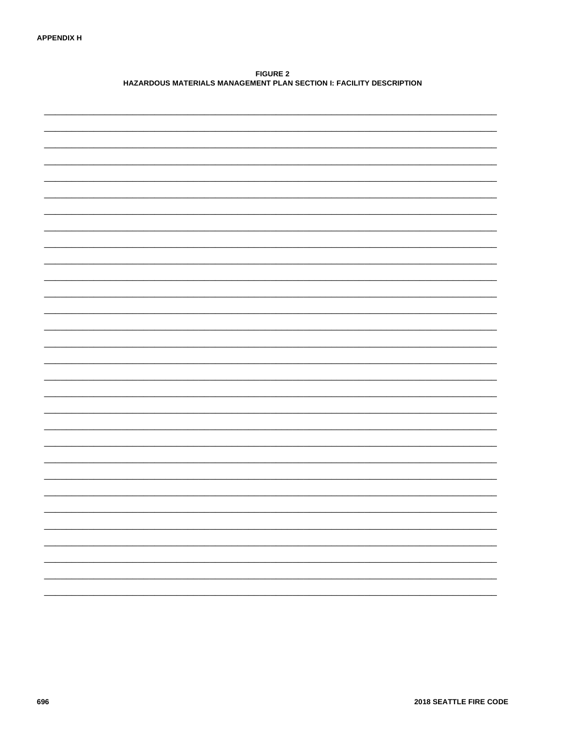**FIGURE 2**
**HAZARDOUS MATERIALS MANAGEMENT PLAN SECTION I: FACILITY DESCRIPTION**

______________________________________________________________________________

______________________________________________________________________________

______________________________________________________________________________

______________________________________________________________________________

______________________________________________________________________________

______________________________________________________________________________

______________________________________________________________________________

______________________________________________________________________________

______________________________________________________________________________

______________________________________________________________________________

______________________________________________________________________________

______________________________________________________________________________

______________________________________________________________________________

______________________________________________________________________________

______________________________________________________________________________

______________________________________________________________________________

______________________________________________________________________________

______________________________________________________________________________

______________________________________________________________________________

______________________________________________________________________________

______________________________________________________________________________

______________________________________________________________________________

______________________________________________________________________________

______________________________________________________________________________

______________________________________________________________________________

______________________________________________________________________________

______________________________________________________________________________

______________________________________________________________________________

______________________________________________________________________________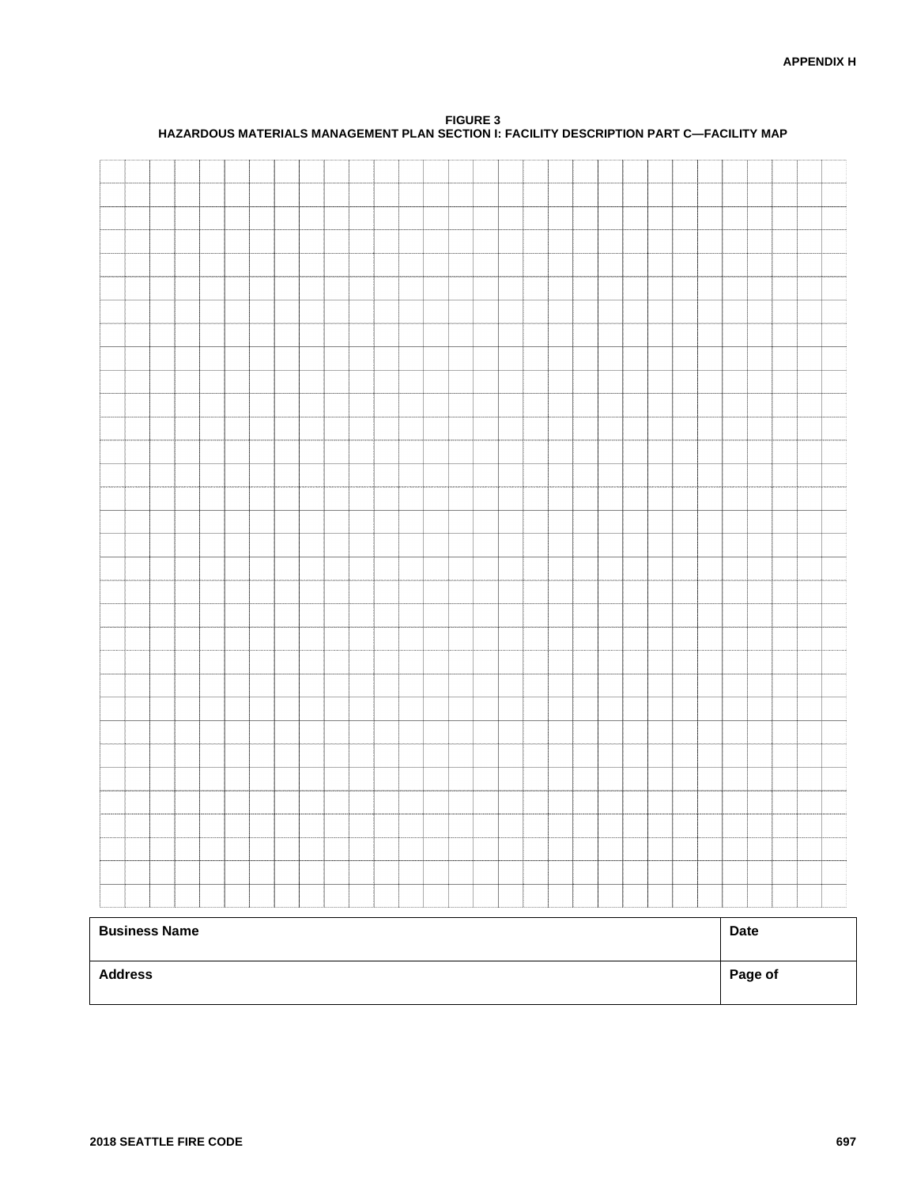**FIGURE 3**
**HAZARDOUS MATERIALS MANAGEMENT PLAN SECTION I: FACILITY DESCRIPTION PART C—FACILITY MAP**

| **Business Name** | **Date** |
| --- | --- |
| **Address** | **Page of** |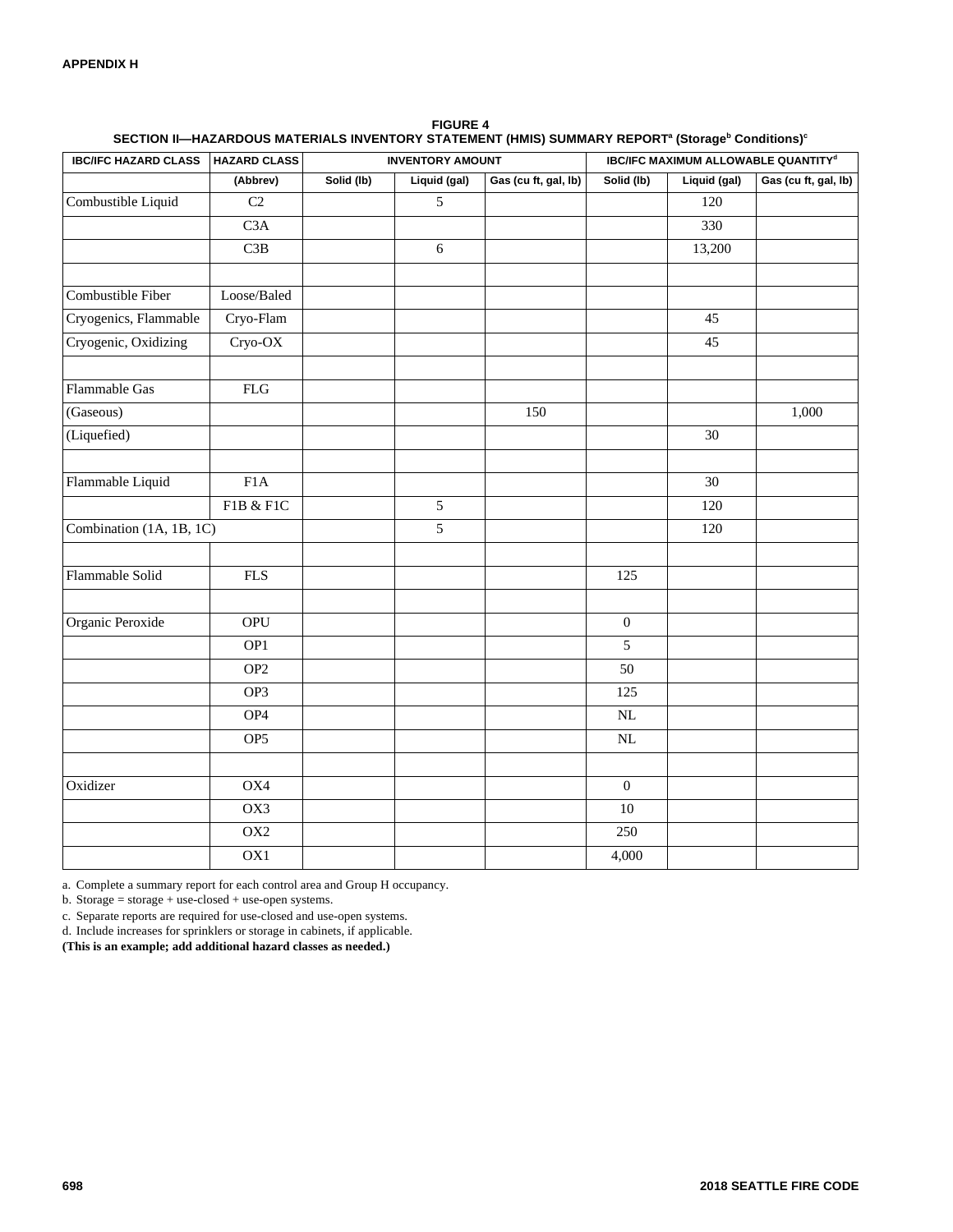**FIGURE 4**
**SECTION II—HAZARDOUS MATERIALS INVENTORY STATEMENT (HMIS) SUMMARY REPORT[a] (Storage[b] Conditions)[c]**

| IBC/IFC HAZARD CLASS | HAZARD CLASS | INVENTORY AMOUNT | | | IBC/IFC MAXIMUM ALLOWABLE QUANTITY[d] | | |
|---|---|---|---|---|---|---|---|
| | (Abbrev) | Solid (lb) | Liquid (gal) | Gas (cu ft, gal, lb) | Solid (lb) | Liquid (gal) | Gas (cu ft, gal, lb) |
| Combustible Liquid | C2 | | 5 | | | 120 | |
| | C3A | | | | | 330 | |
| | C3B | | 6 | | | 13,200 | |
| | | | | | | | |
| Combustible Fiber | Loose/Baled | | | | | | |
| Cryogenics, Flammable | Cryo-Flam | | | | | 45 | |
| Cryogenic, Oxidizing | Cryo-OX | | | | | 45 | |
| | | | | | | | |
| Flammable Gas | FLG | | | | | | |
| (Gaseous) | | | | 150 | | | 1,000 |
| (Liquefied) | | | | | | 30 | |
| | | | | | | | |
| Flammable Liquid | F1A | | | | | 30 | |
| | F1B & F1C | | 5 | | | 120 | |
| Combination (1A, 1B, 1C) | | | 5 | | | 120 | |
| | | | | | | | |
| Flammable Solid | FLS | | | | 125 | | |
| | | | | | | | |
| Organic Peroxide | OPU | | | | 0 | | |
| | OP1 | | | | 5 | | |
| | OP2 | | | | 50 | | |
| | OP3 | | | | 125 | | |
| | OP4 | | | | NL | | |
| | OP5 | | | | NL | | |
| | | | | | | | |
| Oxidizer | OX4 | | | | 0 | | |
| | OX3 | | | | 10 | | |
| | OX2 | | | | 250 | | |
| | OX1 | | | | 4,000 | | |

a. Complete a summary report for each control area and Group H occupancy.
b. Storage = storage + use-closed + use-open systems.
c. Separate reports are required for use-closed and use-open systems.
d. Include increases for sprinklers or storage in cabinets, if applicable.
**(This is an example; add additional hazard classes as needed.)**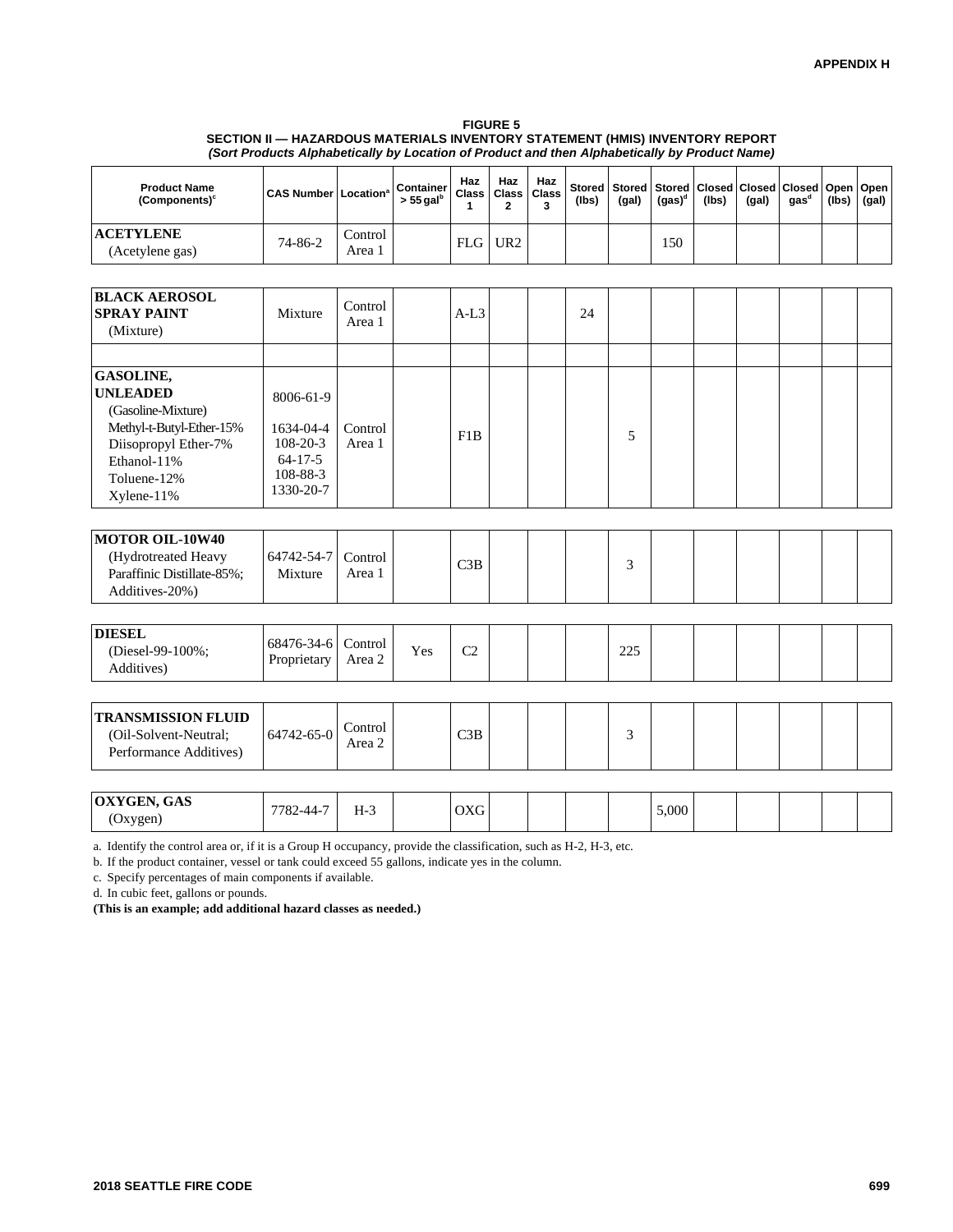**FIGURE 5**
**SECTION II — HAZARDOUS MATERIALS INVENTORY STATEMENT (HMIS) INVENTORY REPORT**
***(Sort Products Alphabetically by Location of Product and then Alphabetically by Product Name)***

| Product Name (Components)[c] | CAS Number | Location[a] | Container > 55 gal[b] | Haz Class 1 | Haz Class 2 | Haz Class 3 | Stored (lbs) | Stored (gal) | Stored (gas)[d] | Closed (lbs) | Closed (gal) | Closed gas[d] | Open (lbs) | Open (gal) |
|---|---|---|---|---|---|---|---|---|---|---|---|---|---|---|
| **ACETYLENE** (Acetylene gas) | 74-86-2 | Control Area 1 | | FLG | UR2 | | | | 150 | | | | | |
| **BLACK AEROSOL SPRAY PAINT** (Mixture) | Mixture | Control Area 1 | | A-L3 | | | 24 | | | | | | | |
| | | | | | | | | | | | | | | |
| **GASOLINE, UNLEADED** (Gasoline-Mixture) Methyl-t-Butyl-Ether-15% Diisopropyl Ether-7% Ethanol-11% Toluene-12% Xylene-11% | 8006-61-9 1634-04-4 108-20-3 64-17-5 108-88-3 1330-20-7 | Control Area 1 | | F1B | | | | 5 | | | | | | |
| **MOTOR OIL-10W40** (Hydrotreated Heavy Paraffinic Distillate-85%; Additives-20%) | 64742-54-7 Mixture | Control Area 1 | | C3B | | | | 3 | | | | | | |
| **DIESEL** (Diesel-99-100%; Additives) | 68476-34-6 Proprietary | Control Area 2 | Yes | C2 | | | | 225 | | | | | | |
| **TRANSMISSION FLUID** (Oil-Solvent-Neutral; Performance Additives) | 64742-65-0 | Control Area 2 | | C3B | | | | 3 | | | | | | |
| **OXYGEN, GAS** (Oxygen) | 7782-44-7 | H-3 | | OXG | | | | | 5,000 | | | | | |

a. Identify the control area or, if it is a Group H occupancy, provide the classification, such as H-2, H-3, etc.

b. If the product container, vessel or tank could exceed 55 gallons, indicate yes in the column.

c. Specify percentages of main components if available.

d. In cubic feet, gallons or pounds.

**(This is an example; add additional hazard classes as needed.)**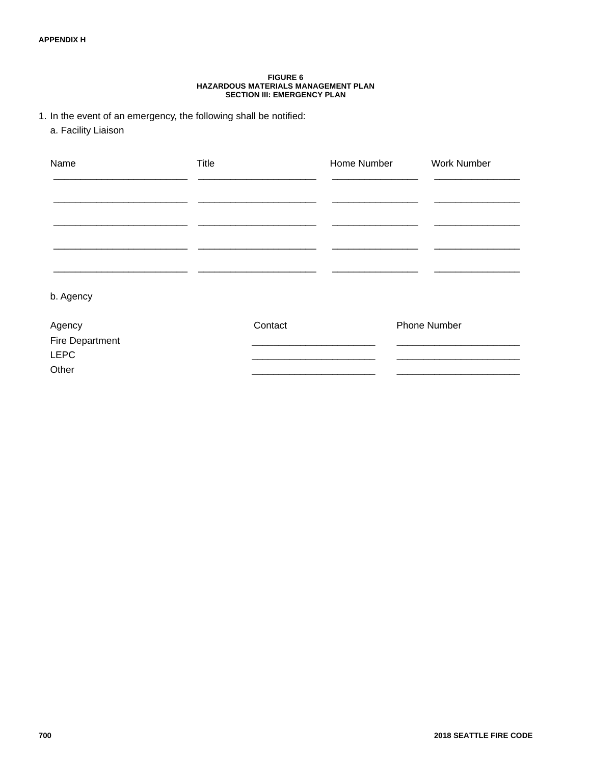**FIGURE 6**
**HAZARDOUS MATERIALS MANAGEMENT PLAN**
**SECTION III: EMERGENCY PLAN**

1. In the event of an emergency, the following shall be notified:

   a. Facility Liaison

| Name | Title | Home Number | Work Number |
|---|---|---|---|
| __________________________ | ______________________ | ________________ | ________________ |
| __________________________ | ______________________ | ________________ | ________________ |
| __________________________ | ______________________ | ________________ | ________________ |
| __________________________ | ______________________ | ________________ | ________________ |
| __________________________ | ______________________ | ________________ | ________________ |

   b. Agency

| Agency | Contact | Phone Number |
|---|---|---|
| Fire Department | ______________________ | ______________________ |
| LEPC | ______________________ | ______________________ |
| Other | ______________________ | ______________________ |